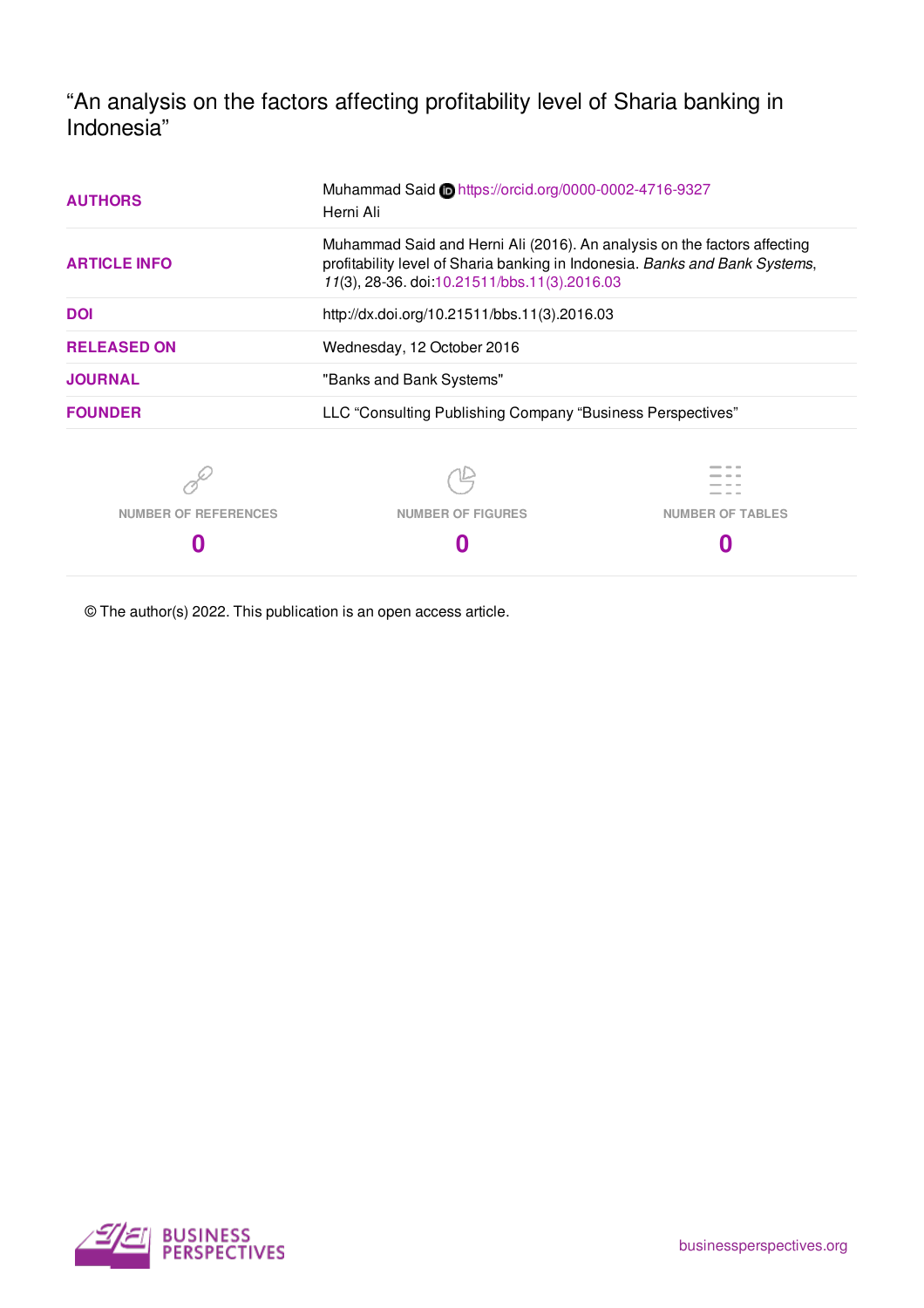# "An analysis on the factors affecting profitability level of Sharia banking in Indonesia"

| | |
|---|---|
| **AUTHORS** | Muhammad Said https://orcid.org/0000-0002-4716-9327<br>Herni Ali |
| **ARTICLE INFO** | Muhammad Said and Herni Ali (2016). An analysis on the factors affecting profitability level of Sharia banking in Indonesia. *Banks and Bank Systems*, *11*(3), 28-36. doi:10.21511/bbs.11(3).2016.03 |
| **DOI** | http://dx.doi.org/10.21511/bbs.11(3).2016.03 |
| **RELEASED ON** | Wednesday, 12 October 2016 |
| **JOURNAL** | "Banks and Bank Systems" |
| **FOUNDER** | LLC "Consulting Publishing Company "Business Perspectives" |

| NUMBER OF REFERENCES | NUMBER OF FIGURES | NUMBER OF TABLES |
|---|---|---|
| 0 | 0 | 0 |

© The author(s) 2022. This publication is an open access article.

BUSINESS PERSPECTIVES

businessperspectives.org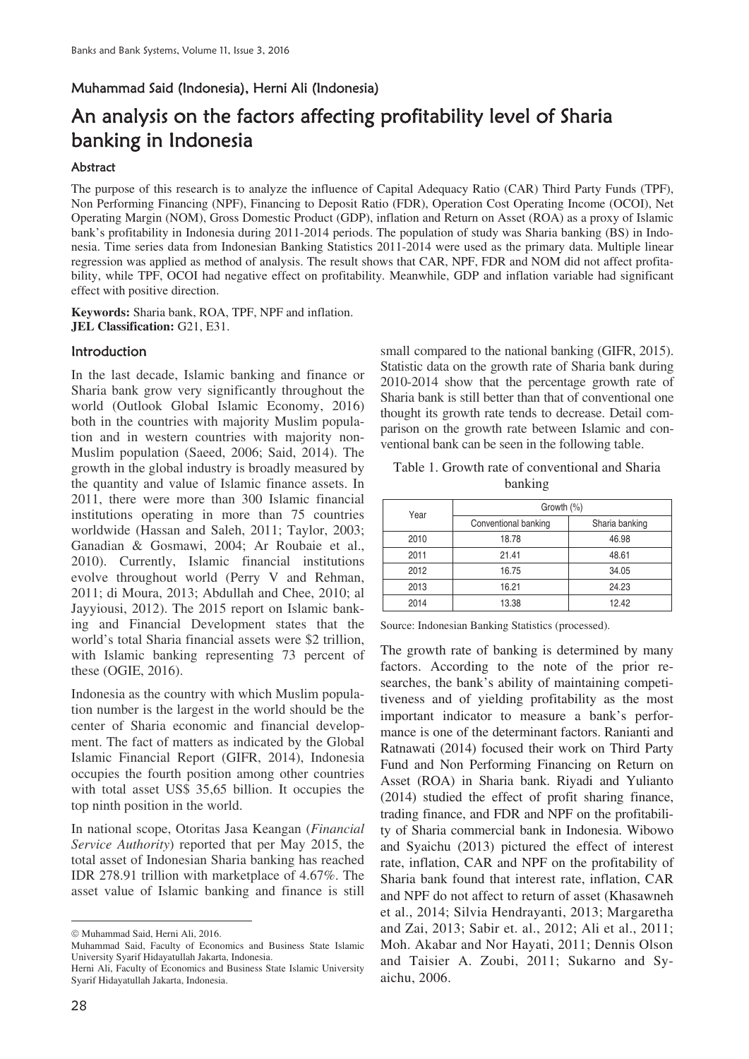# Muhammad Said (Indonesia), Herni Ali (Indonesia)

# An analysis on the factors affecting profitability level of Sharia banking in Indonesia

### Abstract

The purpose of this research is to analyze the influence of Capital Adequacy Ratio (CAR) Third Party Funds (TPF), Non Performing Financing (NPF), Financing to Deposit Ratio (FDR), Operation Cost Operating Income (OCOI), Net Operating Margin (NOM), Gross Domestic Product (GDP), inflation and Return on Asset (ROA) as a proxy of Islamic bank's profitability in Indonesia during 2011-2014 periods. The population of study was Sharia banking (BS) in Indonesia. Time series data from Indonesian Banking Statistics 2011-2014 were used as the primary data. Multiple linear regression was applied as method of analysis. The result shows that CAR, NPF, FDR and NOM did not affect profitability, while TPF, OCOI had negative effect on profitability. Meanwhile, GDP and inflation variable had significant effect with positive direction.

**Keywords:** Sharia bank, ROA, TPF, NPF and inflation.
**JEL Classification:** G21, E31.

## Introduction

In the last decade, Islamic banking and finance or Sharia bank grow very significantly throughout the world (Outlook Global Islamic Economy, 2016) both in the countries with majority Muslim population and in western countries with majority non-Muslim population (Saeed, 2006; Said, 2014). The growth in the global industry is broadly measured by the quantity and value of Islamic finance assets. In 2011, there were more than 300 Islamic financial institutions operating in more than 75 countries worldwide (Hassan and Saleh, 2011; Taylor, 2003; Ganadian & Gosmawi, 2004; Ar Roubaie et al., 2010). Currently, Islamic financial institutions evolve throughout world (Perry V and Rehman, 2011; di Moura, 2013; Abdullah and Chee, 2010; al Jayyiousi, 2012). The 2015 report on Islamic banking and Financial Development states that the world's total Sharia financial assets were \$2 trillion, with Islamic banking representing 73 percent of these (OGIE, 2016).

Indonesia as the country with which Muslim population number is the largest in the world should be the center of Sharia economic and financial development. The fact of matters as indicated by the Global Islamic Financial Report (GIFR, 2014), Indonesia occupies the fourth position among other countries with total asset US\$ 35,65 billion. It occupies the top ninth position in the world.

In national scope, Otoritas Jasa Keangan (*Financial Service Authority*) reported that per May 2015, the total asset of Indonesian Sharia banking has reached IDR 278.91 trillion with marketplace of 4.67%. The asset value of Islamic banking and finance is still small compared to the national banking (GIFR, 2015). Statistic data on the growth rate of Sharia bank during 2010-2014 show that the percentage growth rate of Sharia bank is still better than that of conventional one thought its growth rate tends to decrease. Detail comparison on the growth rate between Islamic and conventional bank can be seen in the following table.

Table 1. Growth rate of conventional and Sharia banking

| Year | Growth (%) | |
|---|---|---|
| | Conventional banking | Sharia banking |
| 2010 | 18.78 | 46.98 |
| 2011 | 21.41 | 48.61 |
| 2012 | 16.75 | 34.05 |
| 2013 | 16.21 | 24.23 |
| 2014 | 13.38 | 12.42 |

Source: Indonesian Banking Statistics (processed).

The growth rate of banking is determined by many factors. According to the note of the prior researches, the bank's ability of maintaining competitiveness and of yielding profitability as the most important indicator to measure a bank's performance is one of the determinant factors. Ranianti and Ratnawati (2014) focused their work on Third Party Fund and Non Performing Financing on Return on Asset (ROA) in Sharia bank. Riyadi and Yulianto (2014) studied the effect of profit sharing finance, trading finance, and FDR and NPF on the profitability of Sharia commercial bank in Indonesia. Wibowo and Syaichu (2013) pictured the effect of interest rate, inflation, CAR and NPF on the profitability of Sharia bank found that interest rate, inflation, CAR and NPF do not affect to return of asset (Khasawneh et al., 2014; Silvia Hendrayanti, 2013; Margaretha and Zai, 2013; Sabir et. al., 2012; Ali et al., 2011; Moh. Akabar and Nor Hayati, 2011; Dennis Olson and Taisier A. Zoubi, 2011; Sukarno and Syaichu, 2006.

---

© Muhammad Said, Herni Ali, 2016.

Muhammad Said, Faculty of Economics and Business State Islamic University Syarif Hidayatullah Jakarta, Indonesia.

Herni Ali, Faculty of Economics and Business State Islamic University Syarif Hidayatullah Jakarta, Indonesia.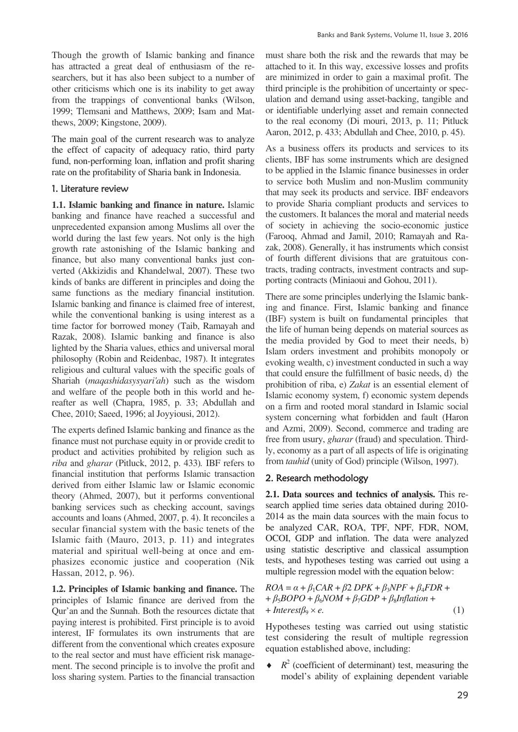Though the growth of Islamic banking and finance has attracted a great deal of enthusiasm of the researchers, but it has also been subject to a number of other criticisms which one is its inability to get away from the trappings of conventional banks (Wilson, 1999; Tlemsani and Matthews, 2009; Isam and Matthews, 2009; Kingstone, 2009).

The main goal of the current research was to analyze the effect of capacity of adequacy ratio, third party fund, non-performing loan, inflation and profit sharing rate on the profitability of Sharia bank in Indonesia.

## 1. Literature review

**1.1. Islamic banking and finance in nature.** Islamic banking and finance have reached a successful and unprecedented expansion among Muslims all over the world during the last few years. Not only is the high growth rate astonishing of the Islamic banking and finance, but also many conventional banks just converted (Akkizidis and Khandelwal, 2007). These two kinds of banks are different in principles and doing the same functions as the mediary financial institution. Islamic banking and finance is claimed free of interest, while the conventional banking is using interest as a time factor for borrowed money (Taib, Ramayah and Razak, 2008). Islamic banking and finance is also lighted by the Sharia values, ethics and universal moral philosophy (Robin and Reidenbac, 1987). It integrates religious and cultural values with the specific goals of Shariah (*maqashidasysyari'ah*) such as the wisdom and welfare of the people both in this world and hereafter as well (Chapra, 1985, p. 33; Abdullah and Chee, 2010; Saeed, 1996; al Joyyiousi, 2012).

The experts defined Islamic banking and finance as the finance must not purchase equity in or provide credit to product and activities prohibited by religion such as *riba* and *gharar* (Pitluck, 2012, p. 433). IBF refers to financial institution that performs Islamic transaction derived from either Islamic law or Islamic economic theory (Ahmed, 2007), but it performs conventional banking services such as checking account, savings accounts and loans (Ahmed, 2007, p. 4). It reconciles a secular financial system with the basic tenets of the Islamic faith (Mauro, 2013, p. 11) and integrates material and spiritual well-being at once and emphasizes economic justice and cooperation (Nik Hassan, 2012, p. 96).

**1.2. Principles of Islamic banking and finance.** The principles of Islamic finance are derived from the Qur'an and the Sunnah. Both the resources dictate that paying interest is prohibited. First principle is to avoid interest, IF formulates its own instruments that are different from the conventional which creates exposure to the real sector and must have efficient risk management. The second principle is to involve the profit and loss sharing system. Parties to the financial transaction must share both the risk and the rewards that may be attached to it. In this way, excessive losses and profits are minimized in order to gain a maximal profit. The third principle is the prohibition of uncertainty or speculation and demand using asset-backing, tangible and or identifiable underlying asset and remain connected to the real economy (Di mouri, 2013, p. 11; Pitluck Aaron, 2012, p. 433; Abdullah and Chee, 2010, p. 45).

As a business offers its products and services to its clients, IBF has some instruments which are designed to be applied in the Islamic finance businesses in order to service both Muslim and non-Muslim community that may seek its products and service. IBF endeavors to provide Sharia compliant products and services to the customers. It balances the moral and material needs of society in achieving the socio-economic justice (Farooq, Ahmad and Jamil, 2010; Ramayah and Razak, 2008). Generally, it has instruments which consist of fourth different divisions that are gratuitous contracts, trading contracts, investment contracts and supporting contracts (Miniaoui and Gohou, 2011).

There are some principles underlying the Islamic banking and finance. First, Islamic banking and finance (IBF) system is built on fundamental principles that the life of human being depends on material sources as the media provided by God to meet their needs, b) Islam orders investment and prohibits monopoly or evoking wealth, c) investment conducted in such a way that could ensure the fulfillment of basic needs, d) the prohibition of riba, e) *Zakat* is an essential element of Islamic economy system, f) economic system depends on a firm and rooted moral standard in Islamic social system concerning what forbidden and fault (Haron and Azmi, 2009). Second, commerce and trading are free from usury, *gharar* (fraud) and speculation. Thirdly, economy as a part of all aspects of life is originating from *tauhid* (unity of God) principle (Wilson, 1997).

## 2. Research methodology

**2.1. Data sources and technics of analysis.** This research applied time series data obtained during 2010-2014 as the main data sources with the main focus to be analyzed CAR, ROA, TPF, NPF, FDR, NOM, OCOI, GDP and inflation. The data were analyzed using statistic descriptive and classical assumption tests, and hypotheses testing was carried out using a multiple regression model with the equation below:

$$ROA = \alpha + \beta_1 CAR + \beta 2\ DPK + \beta_3 NPF + \beta_4 FDR + \beta_5 BOPO + \beta_6 NOM + \beta_7 GDP + \beta_8 Inflation + Interest\beta_9 \times e. \quad (1)$$

Hypotheses testing was carried out using statistic test considering the result of multiple regression equation established above, including:

- $R^2$ (coefficient of determinant) test, measuring the model's ability of explaining dependent variable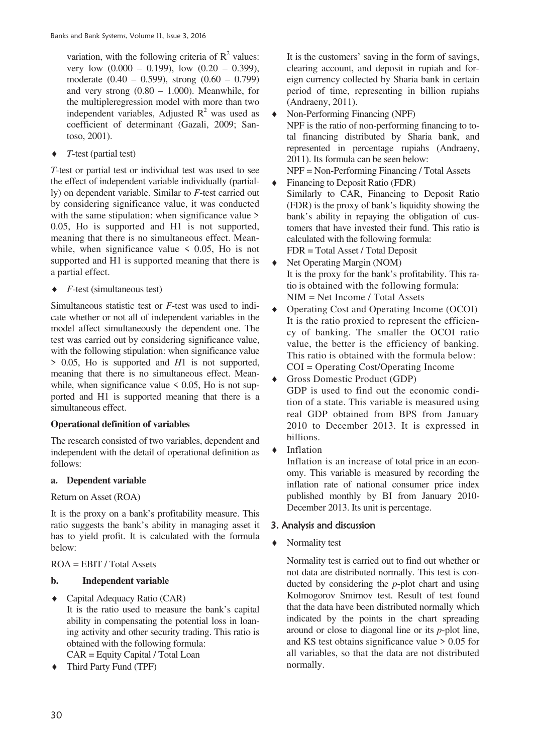variation, with the following criteria of $R^2$ values: very low (0.000 – 0.199), low (0.20 – 0.399), moderate (0.40 – 0.599), strong (0.60 – 0.799) and very strong (0.80 – 1.000). Meanwhile, for the multipleregression model with more than two independent variables, Adjusted $R^2$ was used as coefficient of determinant (Gazali, 2009; Santoso, 2001).

- *T*-test (partial test)

*T*-test or partial test or individual test was used to see the effect of independent variable individually (partially) on dependent variable. Similar to *F*-test carried out by considering significance value, it was conducted with the same stipulation: when significance value > 0.05, Ho is supported and H1 is not supported, meaning that there is no simultaneous effect. Meanwhile, when significance value < 0.05, Ho is not supported and H1 is supported meaning that there is a partial effect.

- *F*-test (simultaneous test)

Simultaneous statistic test or *F*-test was used to indicate whether or not all of independent variables in the model affect simultaneously the dependent one. The test was carried out by considering significance value, with the following stipulation: when significance value > 0.05, Ho is supported and *H*1 is not supported, meaning that there is no simultaneous effect. Meanwhile, when significance value < 0.05, Ho is not supported and H1 is supported meaning that there is a simultaneous effect.

**Operational definition of variables**

The research consisted of two variables, dependent and independent with the detail of operational definition as follows:

**a. Dependent variable**

Return on Asset (ROA)

It is the proxy on a bank's profitability measure. This ratio suggests the bank's ability in managing asset it has to yield profit. It is calculated with the formula below:

ROA = EBIT / Total Assets

**b. Independent variable**

- Capital Adequacy Ratio (CAR)
  It is the ratio used to measure the bank's capital ability in compensating the potential loss in loaning activity and other security trading. This ratio is obtained with the following formula:
  CAR = Equity Capital / Total Loan
- Third Party Fund (TPF)
  It is the customers' saving in the form of savings, clearing account, and deposit in rupiah and foreign currency collected by Sharia bank in certain period of time, representing in billion rupiahs (Andraeny, 2011).
- Non-Performing Financing (NPF)
  NPF is the ratio of non-performing financing to total financing distributed by Sharia bank, and represented in percentage rupiahs (Andraeny, 2011). Its formula can be seen below:
  NPF = Non-Performing Financing / Total Assets
- Financing to Deposit Ratio (FDR)
  Similarly to CAR, Financing to Deposit Ratio (FDR) is the proxy of bank's liquidity showing the bank's ability in repaying the obligation of customers that have invested their fund. This ratio is calculated with the following formula:
  FDR = Total Asset / Total Deposit
- Net Operating Margin (NOM)
  It is the proxy for the bank's profitability. This ratio is obtained with the following formula:
  NIM = Net Income / Total Assets
- Operating Cost and Operating Income (OCOI)
  It is the ratio proxied to represent the efficiency of banking. The smaller the OCOI ratio value, the better is the efficiency of banking. This ratio is obtained with the formula below:
  COI = Operating Cost/Operating Income
- Gross Domestic Product (GDP)
  GDP is used to find out the economic condition of a state. This variable is measured using real GDP obtained from BPS from January 2010 to December 2013. It is expressed in billions.
- Inflation
  Inflation is an increase of total price in an economy. This variable is measured by recording the inflation rate of national consumer price index published monthly by BI from January 2010-December 2013. Its unit is percentage.

## 3. Analysis and discussion

- Normality test

  Normality test is carried out to find out whether or not data are distributed normally. This test is conducted by considering the *p*-plot chart and using Kolmogorov Smirnov test. Result of test found that the data have been distributed normally which indicated by the points in the chart spreading around or close to diagonal line or its *p*-plot line, and KS test obtains significance value > 0.05 for all variables, so that the data are not distributed normally.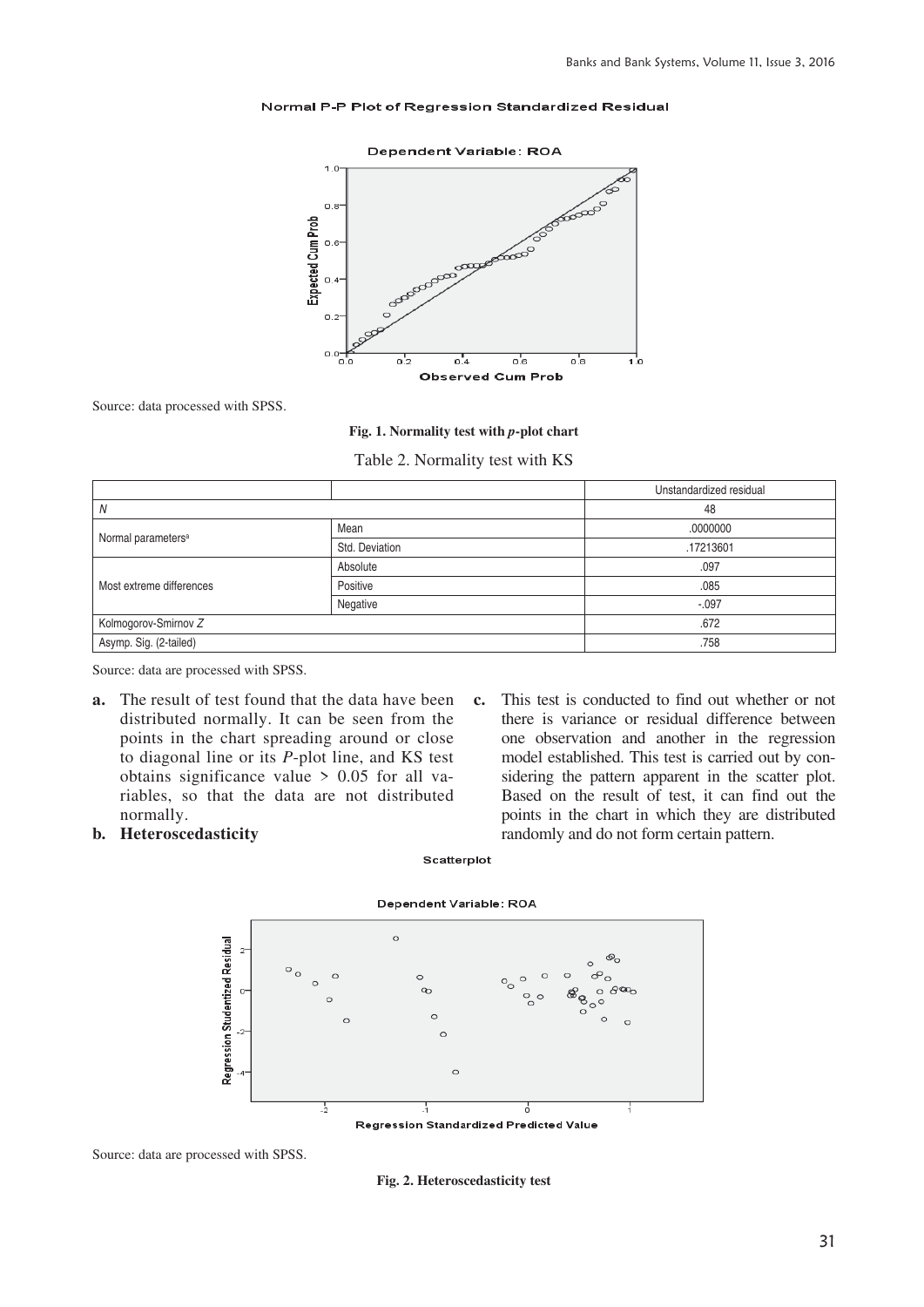Source: data processed with SPSS.

**Fig. 1. Normality test with *p*-plot chart**

Table 2. Normality test with KS

| | | Unstandardized residual |
|---|---|---|
| *N* | | 48 |
| Normal parameters[a] | Mean | .0000000 |
| | Std. Deviation | .17213601 |
| Most extreme differences | Absolute | .097 |
| | Positive | .085 |
| | Negative | -.097 |
| Kolmogorov-Smirnov *Z* | | .672 |
| Asymp. Sig. (2-tailed) | | .758 |

Source: data are processed with SPSS.

**a.** The result of test found that the data have been distributed normally. It can be seen from the points in the chart spreading around or close to diagonal line or its *P*-plot line, and KS test obtains significance value > 0.05 for all variables, so that the data are not distributed normally.

**b. Heteroscedasticity**

**c.** This test is conducted to find out whether or not there is variance or residual difference between one observation and another in the regression model established. This test is carried out by considering the pattern apparent in the scatter plot. Based on the result of test, it can find out the points in the chart in which they are distributed randomly and do not form certain pattern.

Source: data are processed with SPSS.

**Fig. 2. Heteroscedasticity test**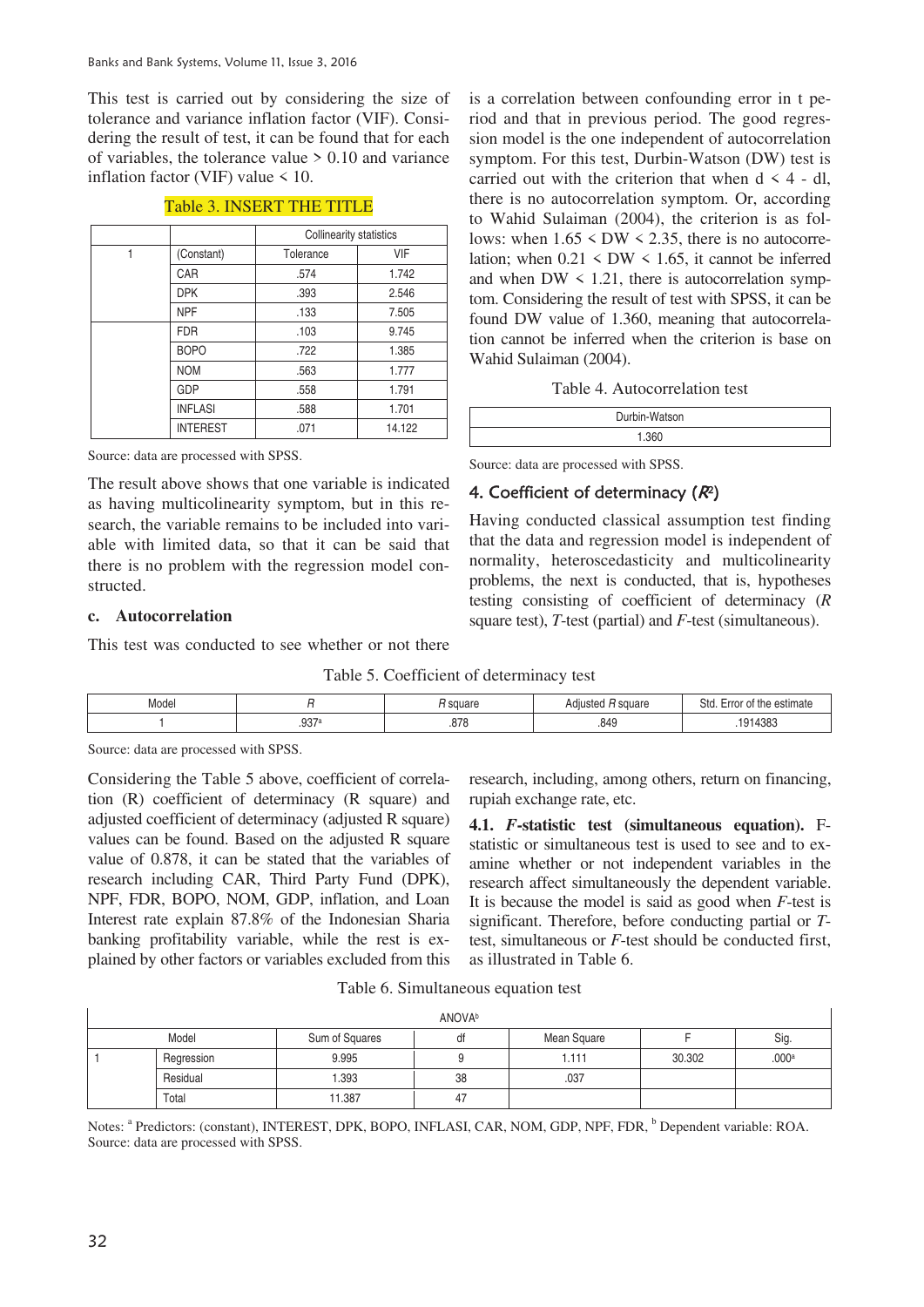This test is carried out by considering the size of tolerance and variance inflation factor (VIF). Considering the result of test, it can be found that for each of variables, the tolerance value > 0.10 and variance inflation factor (VIF) value < 10.

Table 3. INSERT THE TITLE

| | | Collinearity statistics | |
|---|---|---|---|
| | | Tolerance | VIF |
| 1 | (Constant) | | |
| | CAR | .574 | 1.742 |
| | DPK | .393 | 2.546 |
| | NPF | .133 | 7.505 |
| | FDR | .103 | 9.745 |
| | BOPO | .722 | 1.385 |
| | NOM | .563 | 1.777 |
| | GDP | .558 | 1.791 |
| | INFLASI | .588 | 1.701 |
| | INTEREST | .071 | 14.122 |

Source: data are processed with SPSS.

The result above shows that one variable is indicated as having multicolinearity symptom, but in this research, the variable remains to be included into variable with limited data, so that it can be said that there is no problem with the regression model constructed.

**c. Autocorrelation**

This test was conducted to see whether or not there is a correlation between confounding error in t period and that in previous period. The good regression model is the one independent of autocorrelation symptom. For this test, Durbin-Watson (DW) test is carried out with the criterion that when d < 4 - dl, there is no autocorrelation symptom. Or, according to Wahid Sulaiman (2004), the criterion is as follows: when 1.65 < DW < 2.35, there is no autocorrelation; when 0.21 < DW < 1.65, it cannot be inferred and when DW < 1.21, there is autocorrelation symptom. Considering the result of test with SPSS, it can be found DW value of 1.360, meaning that autocorrelation cannot be inferred when the criterion is base on Wahid Sulaiman (2004).

Table 4. Autocorrelation test

| Durbin-Watson |
|---|
| 1.360 |

Source: data are processed with SPSS.

## 4. Coefficient of determinacy ($R^2$)

Having conducted classical assumption test finding that the data and regression model is independent of normality, heteroscedasticity and multicolinearity problems, the next is conducted, that is, hypotheses testing consisting of coefficient of determinacy (*R* square test), *T*-test (partial) and *F*-test (simultaneous).

Table 5. Coefficient of determinacy test

| Model | *R* | *R* square | Adjusted *R* square | Std. Error of the estimate |
|---|---|---|---|---|
| 1 | .937[a] | .878 | .849 | .1914383 |

Source: data are processed with SPSS.

Considering the Table 5 above, coefficient of correlation (R) coefficient of determinacy (R square) and adjusted coefficient of determinacy (adjusted R square) values can be found. Based on the adjusted R square value of 0.878, it can be stated that the variables of research including CAR, Third Party Fund (DPK), NPF, FDR, BOPO, NOM, GDP, inflation, and Loan Interest rate explain 87.8% of the Indonesian Sharia banking profitability variable, while the rest is explained by other factors or variables excluded from this research, including, among others, return on financing, rupiah exchange rate, etc.

**4.1. *F*-statistic test (simultaneous equation).** F-statistic or simultaneous test is used to see and to examine whether or not independent variables in the research affect simultaneously the dependent variable. It is because the model is said as good when *F*-test is significant. Therefore, before conducting partial or *T*-test, simultaneous or *F*-test should be conducted first, as illustrated in Table 6.

Table 6. Simultaneous equation test

| ANOVA[b] | | | | | | |
|---|---|---|---|---|---|---|
| Model | | Sum of Squares | df | Mean Square | F | Sig. |
| 1 | Regression | 9.995 | 9 | 1.111 | 30.302 | .000[a] |
| | Residual | 1.393 | 38 | .037 | | |
| | Total | 11.387 | 47 | | | |

Notes: [a] Predictors: (constant), INTEREST, DPK, BOPO, INFLASI, CAR, NOM, GDP, NPF, FDR, [b] Dependent variable: ROA.
Source: data are processed with SPSS.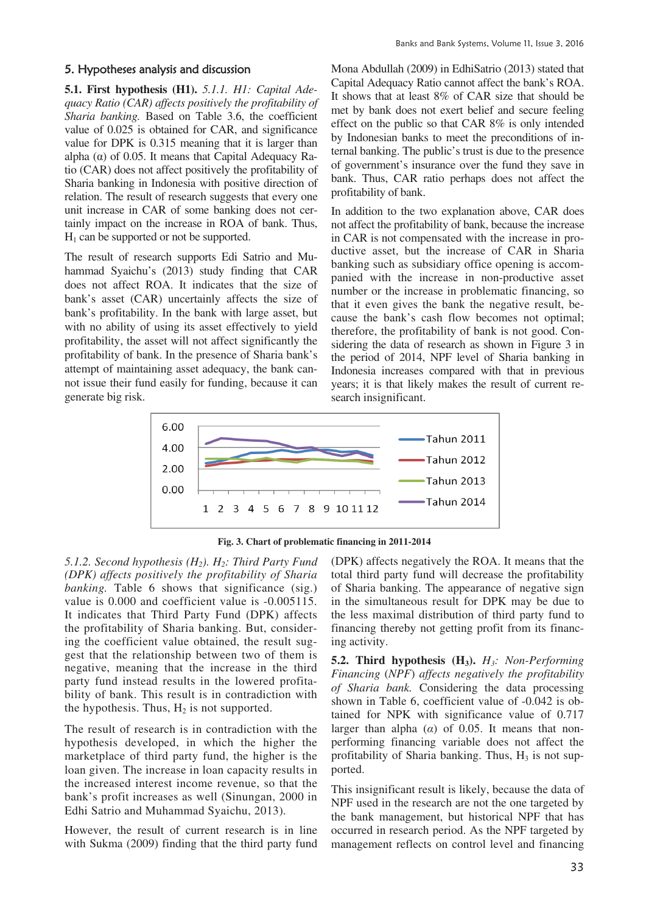## 5. Hypotheses analysis and discussion

**5.1. First hypothesis (H1).** *5.1.1. H1: Capital Adequacy Ratio (CAR) affects positively the profitability of Sharia banking.* Based on Table 3.6, the coefficient value of 0.025 is obtained for CAR, and significance value for DPK is 0.315 meaning that it is larger than alpha (α) of 0.05. It means that Capital Adequacy Ratio (CAR) does not affect positively the profitability of Sharia banking in Indonesia with positive direction of relation. The result of research suggests that every one unit increase in CAR of some banking does not certainly impact on the increase in ROA of bank. Thus, $H_1$ can be supported or not be supported.

The result of research supports Edi Satrio and Muhammad Syaichu's (2013) study finding that CAR does not affect ROA. It indicates that the size of bank's asset (CAR) uncertainly affects the size of bank's profitability. In the bank with large asset, but with no ability of using its asset effectively to yield profitability, the asset will not affect significantly the profitability of bank. In the presence of Sharia bank's attempt of maintaining asset adequacy, the bank cannot issue their fund easily for funding, because it can generate big risk.

Mona Abdullah (2009) in EdhiSatrio (2013) stated that Capital Adequacy Ratio cannot affect the bank's ROA. It shows that at least 8% of CAR size that should be met by bank does not exert belief and secure feeling effect on the public so that CAR 8% is only intended by Indonesian banks to meet the preconditions of internal banking. The public's trust is due to the presence of government's insurance over the fund they save in bank. Thus, CAR ratio perhaps does not affect the profitability of bank.

In addition to the two explanation above, CAR does not affect the profitability of bank, because the increase in CAR is not compensated with the increase in productive asset, but the increase of CAR in Sharia banking such as subsidiary office opening is accompanied with the increase in non-productive asset number or the increase in problematic financing, so that it even gives the bank the negative result, because the bank's cash flow becomes not optimal; therefore, the profitability of bank is not good. Considering the data of research as shown in Figure 3 in the period of 2014, NPF level of Sharia banking in Indonesia increases compared with that in previous years; it is that likely makes the result of current research insignificant.

**Fig. 3. Chart of problematic financing in 2011-2014**

*5.1.2. Second hypothesis ($H_2$). $H_2$: Third Party Fund (DPK) affects positively the profitability of Sharia banking.* Table 6 shows that significance (sig.) value is 0.000 and coefficient value is -0.005115. It indicates that Third Party Fund (DPK) affects the profitability of Sharia banking. But, considering the coefficient value obtained, the result suggest that the relationship between two of them is negative, meaning that the increase in the third party fund instead results in the lowered profitability of bank. This result is in contradiction with the hypothesis. Thus, $H_2$ is not supported.

The result of research is in contradiction with the hypothesis developed, in which the higher the marketplace of third party fund, the higher is the loan given. The increase in loan capacity results in the increased interest income revenue, so that the bank's profit increases as well (Sinungan, 2000 in Edhi Satrio and Muhammad Syaichu, 2013).

However, the result of current research is in line with Sukma (2009) finding that the third party fund (DPK) affects negatively the ROA. It means that the total third party fund will decrease the profitability of Sharia banking. The appearance of negative sign in the simultaneous result for DPK may be due to the less maximal distribution of third party fund to financing thereby not getting profit from its financing activity.

**5.2. Third hypothesis ($H_3$).** *$H_3$: Non-Performing Financing (NPF) affects negatively the profitability of Sharia bank.* Considering the data processing shown in Table 6, coefficient value of -0.042 is obtained for NPK with significance value of 0.717 larger than alpha (*α*) of 0.05. It means that non-performing financing variable does not affect the profitability of Sharia banking. Thus, $H_3$ is not supported.

This insignificant result is likely, because the data of NPF used in the research are not the one targeted by the bank management, but historical NPF that has occurred in research period. As the NPF targeted by management reflects on control level and financing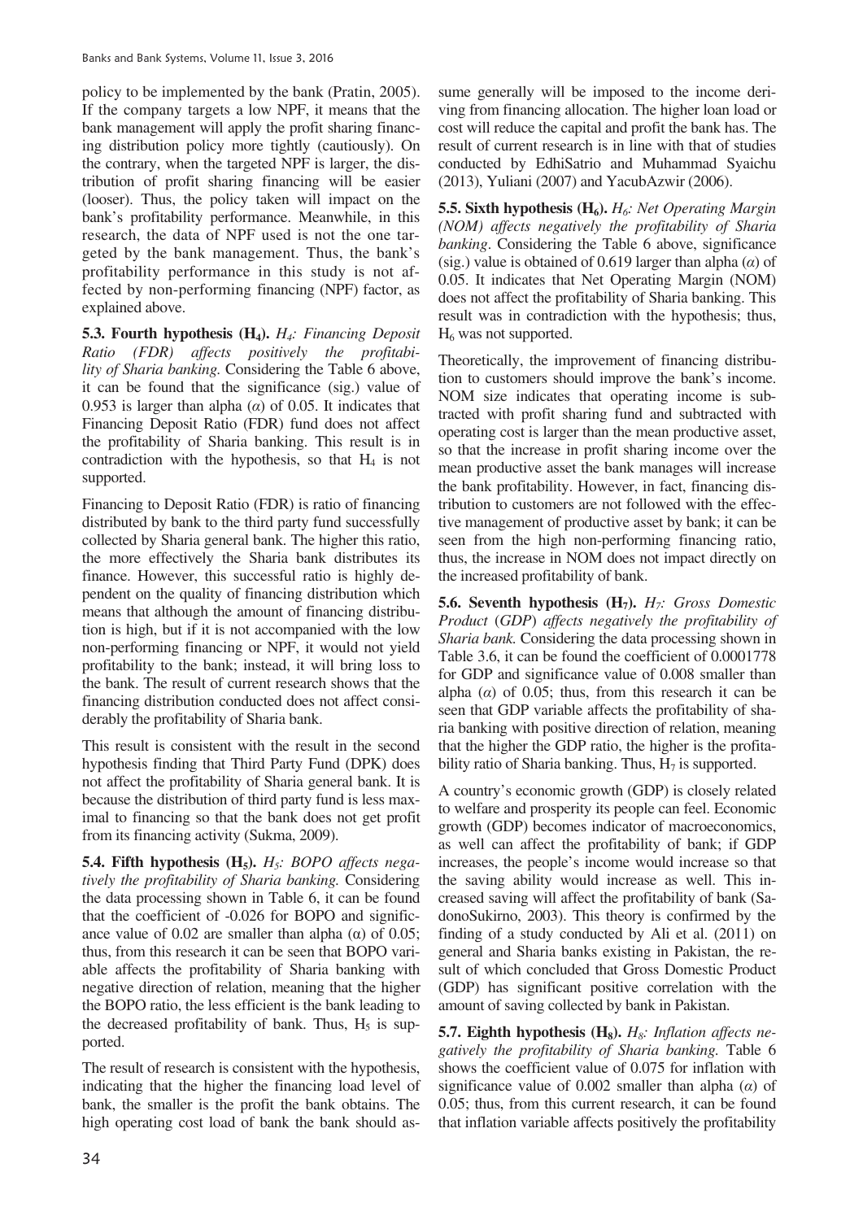policy to be implemented by the bank (Pratin, 2005). If the company targets a low NPF, it means that the bank management will apply the profit sharing financing distribution policy more tightly (cautiously). On the contrary, when the targeted NPF is larger, the distribution of profit sharing financing will be easier (looser). Thus, the policy taken will impact on the bank's profitability performance. Meanwhile, in this research, the data of NPF used is not the one targeted by the bank management. Thus, the bank's profitability performance in this study is not affected by non-performing financing (NPF) factor, as explained above.

**5.3. Fourth hypothesis ($H_4$).** *$H_4$: Financing Deposit Ratio (FDR) affects positively the profitability of Sharia banking.* Considering the Table 6 above, it can be found that the significance (sig.) value of 0.953 is larger than alpha ($\alpha$) of 0.05. It indicates that Financing Deposit Ratio (FDR) fund does not affect the profitability of Sharia banking. This result is in contradiction with the hypothesis, so that $H_4$ is not supported.

Financing to Deposit Ratio (FDR) is ratio of financing distributed by bank to the third party fund successfully collected by Sharia general bank. The higher this ratio, the more effectively the Sharia bank distributes its finance. However, this successful ratio is highly dependent on the quality of financing distribution which means that although the amount of financing distribution is high, but if it is not accompanied with the low non-performing financing or NPF, it would not yield profitability to the bank; instead, it will bring loss to the bank. The result of current research shows that the financing distribution conducted does not affect considerably the profitability of Sharia bank.

This result is consistent with the result in the second hypothesis finding that Third Party Fund (DPK) does not affect the profitability of Sharia general bank. It is because the distribution of third party fund is less maximal to financing so that the bank does not get profit from its financing activity (Sukma, 2009).

**5.4. Fifth hypothesis ($H_5$).** *$H_5$: BOPO affects negatively the profitability of Sharia banking.* Considering the data processing shown in Table 6, it can be found that the coefficient of -0.026 for BOPO and significance value of 0.02 are smaller than alpha ($\alpha$) of 0.05; thus, from this research it can be seen that BOPO variable affects the profitability of Sharia banking with negative direction of relation, meaning that the higher the BOPO ratio, the less efficient is the bank leading to the decreased profitability of bank. Thus, $H_5$ is supported.

The result of research is consistent with the hypothesis, indicating that the higher the financing load level of bank, the smaller is the profit the bank obtains. The high operating cost load of bank the bank should assume generally will be imposed to the income deriving from financing allocation. The higher loan load or cost will reduce the capital and profit the bank has. The result of current research is in line with that of studies conducted by EdhiSatrio and Muhammad Syaichu (2013), Yuliani (2007) and YacubAzwir (2006).

**5.5. Sixth hypothesis ($H_6$).** *$H_6$: Net Operating Margin (NOM) affects negatively the profitability of Sharia banking*. Considering the Table 6 above, significance (sig.) value is obtained of 0.619 larger than alpha ($\alpha$) of 0.05. It indicates that Net Operating Margin (NOM) does not affect the profitability of Sharia banking. This result was in contradiction with the hypothesis; thus, $H_6$ was not supported.

Theoretically, the improvement of financing distribution to customers should improve the bank's income. NOM size indicates that operating income is subtracted with profit sharing fund and subtracted with operating cost is larger than the mean productive asset, so that the increase in profit sharing income over the mean productive asset the bank manages will increase the bank profitability. However, in fact, financing distribution to customers are not followed with the effective management of productive asset by bank; it can be seen from the high non-performing financing ratio, thus, the increase in NOM does not impact directly on the increased profitability of bank.

**5.6. Seventh hypothesis ($H_7$).** *$H_7$: Gross Domestic Product (GDP) affects negatively the profitability of Sharia bank.* Considering the data processing shown in Table 3.6, it can be found the coefficient of 0.0001778 for GDP and significance value of 0.008 smaller than alpha ($\alpha$) of 0.05; thus, from this research it can be seen that GDP variable affects the profitability of sharia banking with positive direction of relation, meaning that the higher the GDP ratio, the higher is the profitability ratio of Sharia banking. Thus, $H_7$ is supported.

A country's economic growth (GDP) is closely related to welfare and prosperity its people can feel. Economic growth (GDP) becomes indicator of macroeconomics, as well can affect the profitability of bank; if GDP increases, the people's income would increase so that the saving ability would increase as well. This increased saving will affect the profitability of bank (SadonoSukirno, 2003). This theory is confirmed by the finding of a study conducted by Ali et al. (2011) on general and Sharia banks existing in Pakistan, the result of which concluded that Gross Domestic Product (GDP) has significant positive correlation with the amount of saving collected by bank in Pakistan.

**5.7. Eighth hypothesis ($H_8$).** *$H_8$: Inflation affects negatively the profitability of Sharia banking.* Table 6 shows the coefficient value of 0.075 for inflation with significance value of 0.002 smaller than alpha ($\alpha$) of 0.05; thus, from this current research, it can be found that inflation variable affects positively the profitability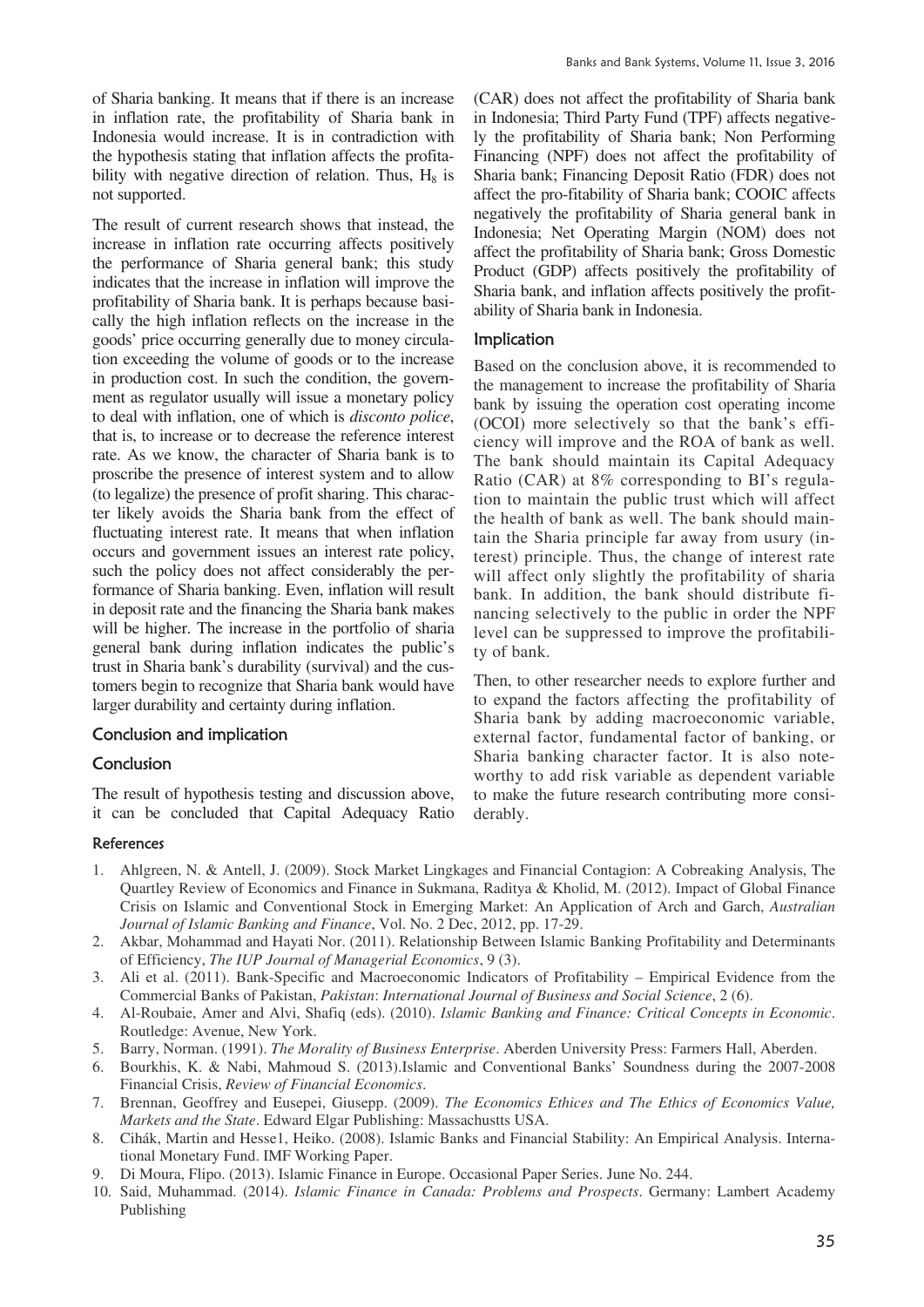of Sharia banking. It means that if there is an increase in inflation rate, the profitability of Sharia bank in Indonesia would increase. It is in contradiction with the hypothesis stating that inflation affects the profitability with negative direction of relation. Thus, $H_8$ is not supported.

The result of current research shows that instead, the increase in inflation rate occurring affects positively the performance of Sharia general bank; this study indicates that the increase in inflation will improve the profitability of Sharia bank. It is perhaps because basically the high inflation reflects on the increase in the goods' price occurring generally due to money circulation exceeding the volume of goods or to the increase in production cost. In such the condition, the government as regulator usually will issue a monetary policy to deal with inflation, one of which is *disconto police*, that is, to increase or to decrease the reference interest rate. As we know, the character of Sharia bank is to proscribe the presence of interest system and to allow (to legalize) the presence of profit sharing. This character likely avoids the Sharia bank from the effect of fluctuating interest rate. It means that when inflation occurs and government issues an interest rate policy, such the policy does not affect considerably the performance of Sharia banking. Even, inflation will result in deposit rate and the financing the Sharia bank makes will be higher. The increase in the portfolio of sharia general bank during inflation indicates the public's trust in Sharia bank's durability (survival) and the customers begin to recognize that Sharia bank would have larger durability and certainty during inflation.

## Conclusion and implication

### Conclusion

The result of hypothesis testing and discussion above, it can be concluded that Capital Adequacy Ratio (CAR) does not affect the profitability of Sharia bank in Indonesia; Third Party Fund (TPF) affects negatively the profitability of Sharia bank; Non Performing Financing (NPF) does not affect the profitability of Sharia bank; Financing Deposit Ratio (FDR) does not affect the pro-fitability of Sharia bank; COOIC affects negatively the profitability of Sharia general bank in Indonesia; Net Operating Margin (NOM) does not affect the profitability of Sharia bank; Gross Domestic Product (GDP) affects positively the profitability of Sharia bank, and inflation affects positively the profitability of Sharia bank in Indonesia.

### Implication

Based on the conclusion above, it is recommended to the management to increase the profitability of Sharia bank by issuing the operation cost operating income (OCOI) more selectively so that the bank's efficiency will improve and the ROA of bank as well. The bank should maintain its Capital Adequacy Ratio (CAR) at 8% corresponding to BI's regulation to maintain the public trust which will affect the health of bank as well. The bank should maintain the Sharia principle far away from usury (interest) principle. Thus, the change of interest rate will affect only slightly the profitability of sharia bank. In addition, the bank should distribute financing selectively to the public in order the NPF level can be suppressed to improve the profitability of bank.

Then, to other researcher needs to explore further and to expand the factors affecting the profitability of Sharia bank by adding macroeconomic variable, external factor, fundamental factor of banking, or Sharia banking character factor. It is also noteworthy to add risk variable as dependent variable to make the future research contributing more considerably.

## References

1. Ahlgreen, N. & Antell, J. (2009). Stock Market Lingkages and Financial Contagion: A Cobreaking Analysis, The Quartley Review of Economics and Finance in Sukmana, Raditya & Kholid, M. (2012). Impact of Global Finance Crisis on Islamic and Conventional Stock in Emerging Market: An Application of Arch and Garch, *Australian Journal of Islamic Banking and Finance*, Vol. No. 2 Dec, 2012, pp. 17-29.
2. Akbar, Mohammad and Hayati Nor. (2011). Relationship Between Islamic Banking Profitability and Determinants of Efficiency, *The IUP Journal of Managerial Economics*, 9 (3).
3. Ali et al. (2011). Bank-Specific and Macroeconomic Indicators of Profitability – Empirical Evidence from the Commercial Banks of Pakistan, *Pakistan*: *International Journal of Business and Social Science*, 2 (6).
4. Al-Roubaie, Amer and Alvi, Shafiq (eds). (2010). *Islamic Banking and Finance: Critical Concepts in Economic*. Routledge: Avenue, New York.
5. Barry, Norman. (1991). *The Morality of Business Enterprise*. Aberden University Press: Farmers Hall, Aberden.
6. Bourkhis, K. & Nabi, Mahmoud S. (2013).Islamic and Conventional Banks' Soundness during the 2007-2008 Financial Crisis, *Review of Financial Economics*.
7. Brennan, Geoffrey and Eusepei, Giusepp. (2009). *The Economics Ethices and The Ethics of Economics Value, Markets and the State*. Edward Elgar Publishing: Massachustts USA.
8. Cihák, Martin and Hesse1, Heiko. (2008). Islamic Banks and Financial Stability: An Empirical Analysis. International Monetary Fund. IMF Working Paper.
9. Di Moura, Flipo. (2013). Islamic Finance in Europe. Occasional Paper Series. June No. 244.
10. Said, Muhammad. (2014). *Islamic Finance in Canada: Problems and Prospects*. Germany: Lambert Academy Publishing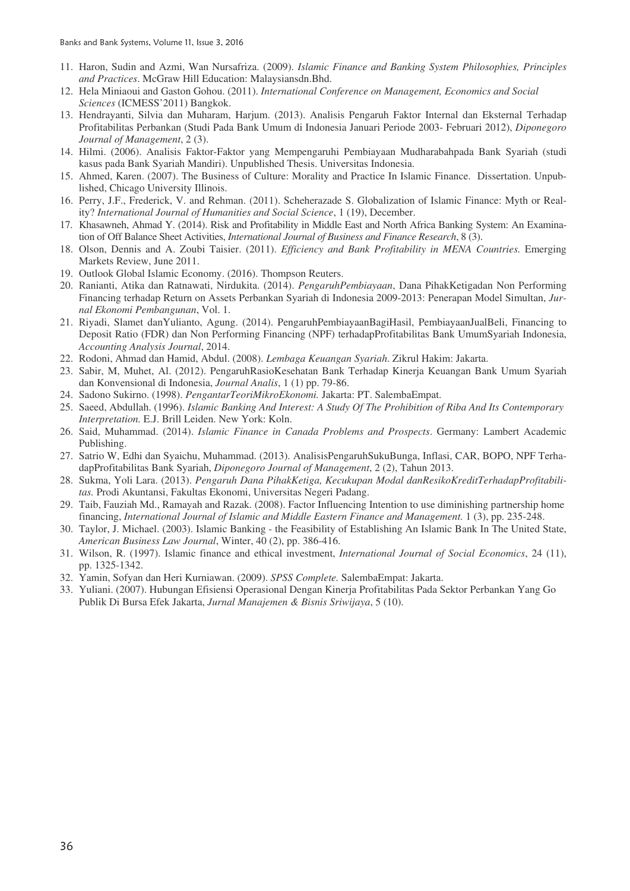11. Haron, Sudin and Azmi, Wan Nursafriza. (2009). *Islamic Finance and Banking System Philosophies, Principles and Practices*. McGraw Hill Education: Malaysiansdn.Bhd.
12. Hela Miniaoui and Gaston Gohou. (2011). *International Conference on Management, Economics and Social Sciences* (ICMESS'2011) Bangkok.
13. Hendrayanti, Silvia dan Muharam, Harjum. (2013). Analisis Pengaruh Faktor Internal dan Eksternal Terhadap Profitabilitas Perbankan (Studi Pada Bank Umum di Indonesia Januari Periode 2003- Februari 2012), *Diponegoro Journal of Management*, 2 (3).
14. Hilmi. (2006). Analisis Faktor-Faktor yang Mempengaruhi Pembiayaan Mudharabahpada Bank Syariah (studi kasus pada Bank Syariah Mandiri). Unpublished Thesis. Universitas Indonesia.
15. Ahmed, Karen. (2007). The Business of Culture: Morality and Practice In Islamic Finance. Dissertation. Unpublished, Chicago University Illinois.
16. Perry, J.F., Frederick, V. and Rehman. (2011). Scheherazade S. Globalization of Islamic Finance: Myth or Reality? *International Journal of Humanities and Social Science*, 1 (19), December.
17. Khasawneh, Ahmad Y. (2014). Risk and Profitability in Middle East and North Africa Banking System: An Examination of Off Balance Sheet Activities, *International Journal of Business and Finance Research*, 8 (3).
18. Olson, Dennis and A. Zoubi Taisier. (2011). *Efficiency and Bank Profitability in MENA Countries.* Emerging Markets Review, June 2011.
19. Outlook Global Islamic Economy. (2016). Thompson Reuters.
20. Ranianti, Atika dan Ratnawati, Nirdukita. (2014). *PengaruhPembiayaan*, Dana PihakKetigadan Non Performing Financing terhadap Return on Assets Perbankan Syariah di Indonesia 2009-2013: Penerapan Model Simultan, *Jurnal Ekonomi Pembangunan*, Vol. 1.
21. Riyadi, Slamet danYulianto, Agung. (2014). PengaruhPembiayaanBagiHasil, PembiayaanJualBeli, Financing to Deposit Ratio (FDR) dan Non Performing Financing (NPF) terhadapProfitabilitas Bank UmumSyariah Indonesia, *Accounting Analysis Journal*, 2014.
22. Rodoni, Ahmad dan Hamid, Abdul. (2008). *Lembaga Keuangan Syariah*. Zikrul Hakim: Jakarta.
23. Sabir, M, Muhet, Al. (2012). PengaruhRasioKesehatan Bank Terhadap Kinerja Keuangan Bank Umum Syariah dan Konvensional di Indonesia, *Journal Analis*, 1 (1) pp. 79-86.
24. Sadono Sukirno. (1998). *PengantarTeoriMikroEkonomi.* Jakarta: PT. SalembaEmpat.
25. Saeed, Abdullah. (1996). *Islamic Banking And Interest: A Study Of The Prohibition of Riba And Its Contemporary Interpretation.* E.J. Brill Leiden. New York: Koln.
26. Said, Muhammad. (2014). *Islamic Finance in Canada Problems and Prospects*. Germany: Lambert Academic Publishing.
27. Satrio W, Edhi dan Syaichu, Muhammad. (2013). AnalisisPengaruhSukuBunga, Inflasi, CAR, BOPO, NPF TerhadapProfitabilitas Bank Syariah, *Diponegoro Journal of Management*, 2 (2), Tahun 2013.
28. Sukma, Yoli Lara. (2013). *Pengaruh Dana PihakKetiga, Kecukupan Modal danResikoKreditTerhadapProfitabilitas.* Prodi Akuntansi, Fakultas Ekonomi, Universitas Negeri Padang.
29. Taib, Fauziah Md., Ramayah and Razak. (2008). Factor Influencing Intention to use diminishing partnership home financing, *International Journal of Islamic and Middle Eastern Finance and Management.* 1 (3), pp. 235-248.
30. Taylor, J. Michael. (2003). Islamic Banking - the Feasibility of Establishing An Islamic Bank In The United State, *American Business Law Journal*, Winter, 40 (2), pp. 386-416.
31. Wilson, R. (1997). Islamic finance and ethical investment, *International Journal of Social Economics*, 24 (11), pp. 1325-1342.
32. Yamin, Sofyan dan Heri Kurniawan. (2009). *SPSS Complete.* SalembaEmpat: Jakarta.
33. Yuliani. (2007). Hubungan Efisiensi Operasional Dengan Kinerja Profitabilitas Pada Sektor Perbankan Yang Go Publik Di Bursa Efek Jakarta, *Jurnal Manajemen & Bisnis Sriwijaya*, 5 (10).